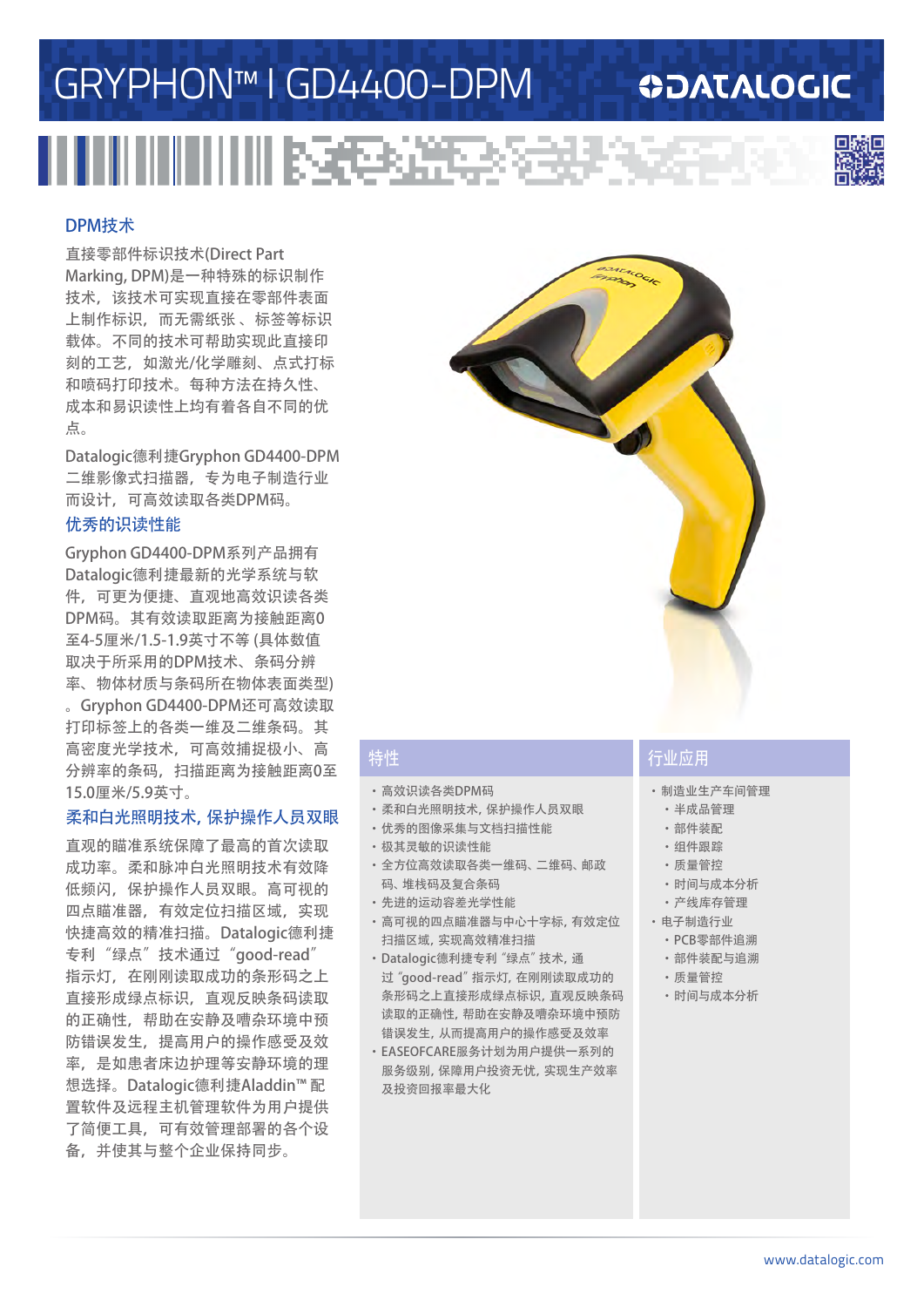# GRYPHON™ I GD4400-DPM

DATALOGIC

## DPM技术

直接零部件标识技术(Direct Part Marking, DPM)是一种特殊的标识制作技术，该技术可实现直接在零部件表面上制作标识，而无需纸张、标签等标识载体。不同的技术可帮助实现此直接印刻的工艺，如激光/化学雕刻、点式打标和喷码打印技术。每种方法在持久性、成本和易识读性上均有着各自不同的优点。

Datalogic德利捷Gryphon GD4400-DPM二维影像式扫描器，专为电子制造行业而设计，可高效读取各类DPM码。

## 优秀的识读性能

Gryphon GD4400-DPM系列产品拥有Datalogic德利捷最新的光学系统与软件，可更为便捷、直观地高效识读各类DPM码。其有效读取距离为接触距离0至4-5厘米/1.5-1.9英寸不等 (具体数值取决于所采用的DPM技术、条码分辨率、物体材质与条码所在物体表面类型)。Gryphon GD4400-DPM还可高效读取打印标签上的各类一维及二维条码。其高密度光学技术，可高效捕捉极小、高分辨率的条码，扫描距离为接触距离0至15.0厘米/5.9英寸。

## 柔和白光照明技术, 保护操作人员双眼

直观的瞄准系统保障了最高的首次读取成功率。柔和脉冲白光照明技术有效降低频闪，保护操作人员双眼。高可视的四点瞄准器，有效定位扫描区域，实现快捷高效的精准扫描。Datalogic德利捷专利“绿点”技术通过“good-read”指示灯，在刚刚读取成功的条形码之上直接形成绿点标识，直观反映条码读取的正确性，帮助在安静及嘈杂环境中预防错误发生，提高用户的操作感受及效率，是如患者床边护理等安静环境的理想选择。Datalogic德利捷Aladdin™配置软件及远程主机管理软件为用户提供了简便工具，可有效管理部署的各个设备，并使其与整个企业保持同步。

## 特性

- 高效识读各类DPM码
- 柔和白光照明技术, 保护操作人员双眼
- 优秀的图像采集与文档扫描性能
- 极其灵敏的识读性能
- 全方位高效读取各类一维码、二维码、邮政码、堆栈码及复合条码
- 先进的运动容差光学性能
- 高可视的四点瞄准器与中心十字栋, 有效定位扫描区域, 实现高效精准扫描
- Datalogic德利捷专利“绿点”技术, 通过“good-read”指示灯, 在刚刚读取成功的条形码之上直接形成绿点标识, 直观反映条码读取的正确性, 帮助在安静及嘈杂环境中预防错误发生, 从而提高用户的操作感受及效率
- EASEOFCARE服务计划为用户提供一系列的服务级别, 保障用户投资无忧, 实现生产效率及投资回报率最大化

## 行业应用

- 制造业生产车间管理
  - 半成品管理
  - 部件装配
  - 组件跟踪
  - 质量管控
  - 时间与成本分析
  - 产线库存管理
- 电子制造行业
  - PCB零部件追溯
  - 部件装配与追溯
  - 质量管控
  - 时间与成本分析

www.datalogic.com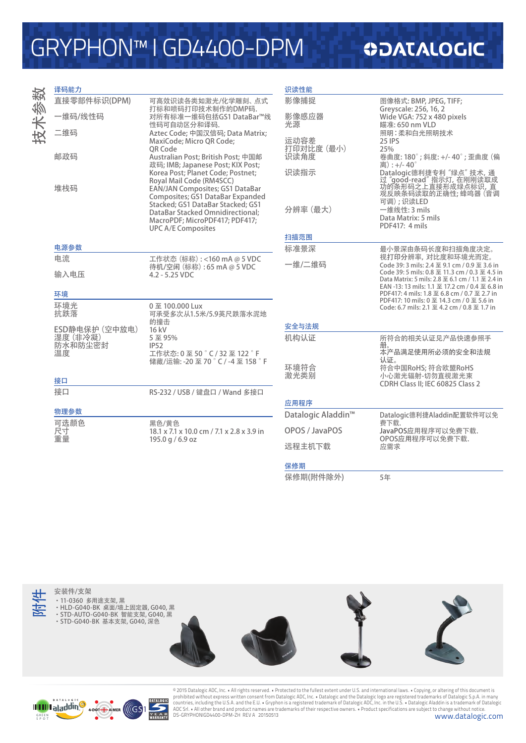# GRYPHON™ I GD4400-DPM

## 技术参数

### 译码能力

| | |
|---|---|
| 直接零部件标识(DPM) | 可高效识读各类如激光/化学雕刻、点式打标和喷码打印技术制作的DMP码. |
| 一维码/线性码 | 对所有标准一维码包括GS1 DataBar™线性码可自动区分和译码. |
| 二维码 | Aztec Code; 中国汉信码; Data Matrix; MaxiCode; Micro QR Code; QR Code |
| 邮政码 | Australian Post; British Post; 中国邮政码; IMB; Japanese Post; KIX Post; Korea Post Code; Planet Code; Postnet; Royal Mail Code (RM4SCC) |
| 堆栈码 | EAN/JAN Composites; GS1 DataBar Composites; GS1 DataBar Expanded Stacked; GS1 DataBar Stacked; GS1 DataBar Stacked Omnidirectional; MacroPDF; MicroPDF417; PDF417; UPC A/E Composites |

### 电源参数

| | |
|---|---|
| 电流 | 工作状态 (标称) : <160 mA @ 5 VDC<br>待机/空闲 (标称) : 65 mA @ 5 VDC |
| 输入电压 | 4.2 - 5.25 VDC |

### 环境

| | |
|---|---|
| 环境光 | 0 至 100.000 Lux |
| 抗跌落 | 可承受多次从1.5米/5.9英尺跌落水泥地的撞击 |
| ESD静电保护 (空中放电) | 16 kV |
| 湿度 (非冷凝) | 5 至 95% |
| 防水和防尘密封 | IP52 |
| 温度 | 工作状态: 0 至 50 ° C / 32 至 122 ° F<br>储藏/运输: -20 至 70 ° C / -4 至 158 ° F |

### 接口

| | |
|---|---|
| 接口 | RS-232 / USB / 键盘口 / Wand 多接口 |

### 物理参数

| | |
|---|---|
| 可选颜色 | 黑色/黄色 |
| 尺寸 | 18.1 x 7.1 x 10.0 cm / 7.1 x 2.8 x 3.9 in |
| 重量 | 195.0 g / 6.9 oz |

### 识读性能

| | |
|---|---|
| 影像捕捉 | 图像格式: BMP, JPEG, TIFF; Greyscale: 256, 16, 2 |
| 影像感应器 | Wide VGA: 752 x 480 pixels |
| 光源 | 瞄准: 650 nm VLD<br>照明 : 柔和白光照明技术 |
| 运动容差 | 25 IPS |
| 打印对比度 (最小) | 25% |
| 识读角度 | 卷曲度: 180° ; 斜度: +/- 40° ; 歪曲度 (偏离) : +/- 40° |
| 识读指示 | Datalogic德利捷专利 "绿点" 技术, 通过 "good-read" 指示灯, 在刚刚读取成功的条形码之上直接形成绿点标识, 直观反映条码读取的正确性; 蜂鸣器 (音调可调) ; 识读LED |
| 分辨率 (最大) | 一维线性: 3 mils<br>Data Matrix: 5 mils<br>PDF417: 4 mils |

### 扫描范围

| | |
|---|---|
| 标准景深 | 最小景深由条码长度和扫描角度决定。视打印分辨率, 对比度和环境光而定。 |
| 一维/二维码 | Code 39: 3 mils: 2.4 至 9.1 cm / 0.9 至 3.6 in<br>Code 39: 5 mils: 0.8 至 11.3 cm / 0.3 至 4.5 in<br>Data Matrix: 5 mils: 2.8 至 6.1 cm / 1.1 至 2.4 in<br>EAN -13: 13 mils: 1.1 至 17.2 cm / 0.4 至 6.8 in<br>PDF417: 4 mils: 1.8 至 6.8 cm / 0.7 至 2.7 in<br>PDF417: 10 mils: 0 至 14.3 cm / 0 至 5.6 in<br>Code: 6.7 mils: 2.1 至 4.2 cm / 0.8 至 1.7 in |

### 安全与法规

| | |
|---|---|
| 机构认证 | 所符合的相关认证见产品快速参照手册。<br>本产品满足使用所必须的安全和法规认证。 |
| 环境符合 | 符合中国RoHS; 符合欧盟RoHS |
| 激光类别 | 小心激光辐射-切勿直视激光束<br>CDRH Class II; IEC 60825 Class 2 |

### 应用程序

| | |
|---|---|
| Datalogic Aladdin™ | Datalogic德利捷Aladdin配置软件可以免费下载. |
| OPOS / JavaPOS | JavaPOS应用程序可以免费下载.<br>OPOS应用程序可以免费下载. |
| 远程主机下载 | 应需求 |

### 保修期

| | |
|---|---|
| 保修期(附件除外) | 5年 |

## 附件

安装件/支架

- 11-0360 多用途支架, 黑
- HLD-G040-BK 桌面/墙上固定器, G040, 黑
- STD-AUTO-G040-BK 智能支架, G040, 黑
- STD-G040-BK 基本支架, G040, 深色

© 2015 Datalogic ADC, Inc. • All rights reserved. • Protected to the fullest extent under U.S. and international laws. • Copying, or altering of this document is prohibited without express written consent from Datalogic ADC, Inc. • Datalogic and the Datalogic logo are registered trademarks of Datalogic S.p.A. in many countries, including the U.S.A. and the E.U. • Gryphon is a registered trademark of Datalogic ADC, Inc. in the U.S. • Datalogic Aladdin is a trademark of Datalogic ADC Srl. • All other brand and product names are trademarks of their respective owners. • Product specifications are subject to change without notice.
DS-GRYPHONIGD4400-DPM-ZH REV A 20150513

www.datalogic.com